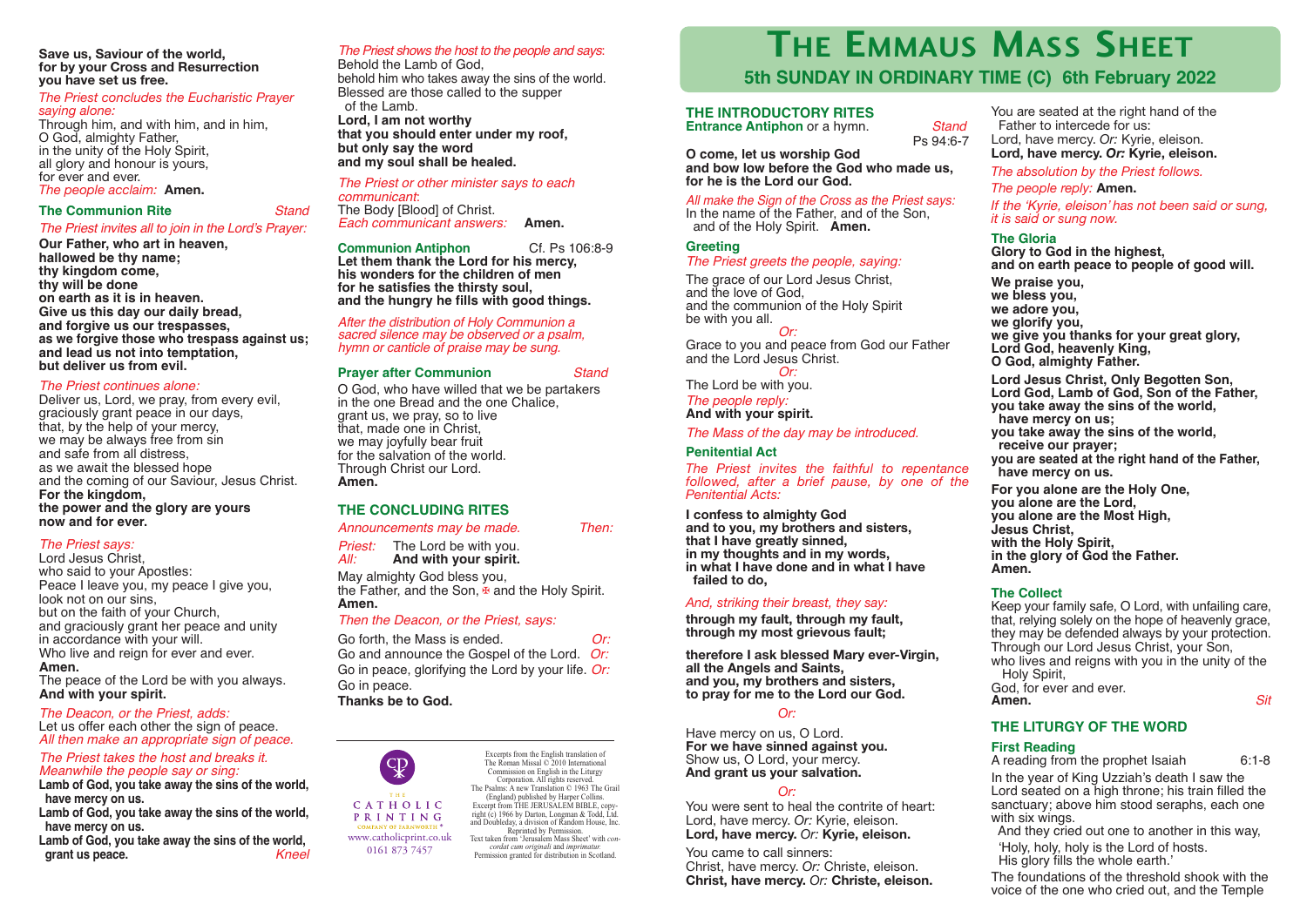# THE EMMAUS MASS SHEET

## 5th SUNDAY IN ORDINARY TIME (C) 6th February 2022

## THE INTRODUCTORY RITES

**Entrance Antiphon** or a hymn. *Stand*

Ps 94:6-7

**O come, let us worship God**
**and bow low before the God who made us,**
**for he is the Lord our God.**

*All make the Sign of the Cross as the Priest says:*
In the name of the Father, and of the Son,
and of the Holy Spirit. **Amen.**

### Greeting

*The Priest greets the people, saying:*

The grace of our Lord Jesus Christ,
and the love of God,
and the communion of the Holy Spirit
be with you all.

*Or:*

Grace to you and peace from God our Father
and the Lord Jesus Christ.

*Or:*

The Lord be with you.

*The people reply:*
**And with your spirit.**

*The Mass of the day may be introduced.*

### Penitential Act

*The Priest invites the faithful to repentance followed, after a brief pause, by one of the Penitential Acts:*

**I confess to almighty God**
**and to you, my brothers and sisters,**
**that I have greatly sinned,**
**in my thoughts and in my words,**
**in what I have done and in what I have failed to do,**

*And, striking their breast, they say:*

**through my fault, through my fault,**
**through my most grievous fault;**

**therefore I ask blessed Mary ever-Virgin,**
**all the Angels and Saints,**
**and you, my brothers and sisters,**
**to pray for me to the Lord our God.**

*Or:*

Have mercy on us, O Lord.
**For we have sinned against you.**
Show us, O Lord, your mercy.
**And grant us your salvation.**

*Or:*

You were sent to heal the contrite of heart:
Lord, have mercy. *Or:* Kyrie, eleison.
**Lord, have mercy.** *Or:* **Kyrie, eleison.**

You came to call sinners:
Christ, have mercy. *Or:* Christe, eleison.
**Christ, have mercy.** *Or:* **Christe, eleison.**

You are seated at the right hand of the Father to intercede for us:
Lord, have mercy. *Or:* Kyrie, eleison.
**Lord, have mercy.** *Or:* **Kyrie, eleison.**

*The absolution by the Priest follows.*

*The people reply:* **Amen.**

*If the 'Kyrie, eleison' has not been said or sung, it is said or sung now.*

### The Gloria

**Glory to God in the highest,**
**and on earth peace to people of good will.**

**We praise you,**
**we bless you,**
**we adore you,**
**we glorify you,**
**we give you thanks for your great glory,**
**Lord God, heavenly King,**
**O God, almighty Father.**

**Lord Jesus Christ, Only Begotten Son,**
**Lord God, Lamb of God, Son of the Father,**
**you take away the sins of the world,**
**have mercy on us;**
**you take away the sins of the world,**
**receive our prayer;**
**you are seated at the right hand of the Father,**
**have mercy on us.**

**For you alone are the Holy One,**
**you alone are the Lord,**
**you alone are the Most High,**
**Jesus Christ,**
**with the Holy Spirit,**
**in the glory of God the Father.**
**Amen.**

### The Collect

Keep your family safe, O Lord, with unfailing care,
that, relying solely on the hope of heavenly grace,
they may be defended always by your protection.
Through our Lord Jesus Christ, your Son,
who lives and reigns with you in the unity of the Holy Spirit,
God, for ever and ever.
**Amen.** *Sit*

## THE LITURGY OF THE WORD

### First Reading

A reading from the prophet Isaiah 6:1-8

In the year of King Uzziah's death I saw the Lord seated on a high throne; his train filled the sanctuary; above him stood seraphs, each one with six wings.

And they cried out one to another in this way,
'Holy, holy, holy is the Lord of hosts.
His glory fills the whole earth.'

The foundations of the threshold shook with the voice of the one who cried out, and the Temple

---

**Save us, Saviour of the world,**
**for by your Cross and Resurrection**
**you have set us free.**

*The Priest concludes the Eucharistic Prayer saying alone:*
Through him, and with him, and in him,
O God, almighty Father,
in the unity of the Holy Spirit,
all glory and honour is yours,
for ever and ever.
*The people acclaim:* **Amen.**

### The Communion Rite *Stand*

*The Priest invites all to join in the Lord's Prayer:*

**Our Father, who art in heaven,**
**hallowed be thy name;**
**thy kingdom come,**
**thy will be done**
**on earth as it is in heaven.**
**Give us this day our daily bread,**
**and forgive us our trespasses,**
**as we forgive those who trespass against us;**
**and lead us not into temptation,**
**but deliver us from evil.**

*The Priest continues alone:*
Deliver us, Lord, we pray, from every evil,
graciously grant peace in our days,
that, by the help of your mercy,
we may be always free from sin
and safe from all distress,
as we await the blessed hope
and the coming of our Saviour, Jesus Christ.
**For the kingdom,**
**the power and the glory are yours**
**now and for ever.**

*The Priest says:*
Lord Jesus Christ,
who said to your Apostles:
Peace I leave you, my peace I give you,
look not on our sins,
but on the faith of your Church,
and graciously grant her peace and unity
in accordance with your will.
Who live and reign for ever and ever.
**Amen.**
The peace of the Lord be with you always.
**And with your spirit.**

*The Deacon, or the Priest, adds:*
Let us offer each other the sign of peace.
*All then make an appropriate sign of peace.*

*The Priest takes the host and breaks it. Meanwhile the people say or sing:*
**Lamb of God, you take away the sins of the world,**
**have mercy on us.**
**Lamb of God, you take away the sins of the world,**
**have mercy on us.**
**Lamb of God, you take away the sins of the world,**
**grant us peace.** *Kneel*

*The Priest shows the host to the people and says:*
Behold the Lamb of God,
behold him who takes away the sins of the world.
Blessed are those called to the supper
of the Lamb.
**Lord, I am not worthy**
**that you should enter under my roof,**
**but only say the word**
**and my soul shall be healed.**

*The Priest or other minister says to each communicant:*
The Body [Blood] of Christ.
*Each communicant answers:* **Amen.**

**Communion Antiphon** Cf. Ps 106:8-9
**Let them thank the Lord for his mercy,**
**his wonders for the children of men**
**for he satisfies the thirsty soul,**
**and the hungry he fills with good things.**

*After the distribution of Holy Communion a sacred silence may be observed or a psalm, hymn or canticle of praise may be sung.*

### Prayer after Communion *Stand*

O God, who have willed that we be partakers
in the one Bread and the one Chalice,
grant us, we pray, so to live
that, made one in Christ,
we may joyfully bear fruit
for the salvation of the world.
Through Christ our Lord.
**Amen.**

## THE CONCLUDING RITES

*Announcements may be made.* *Then:*

*Priest:* The Lord be with you.
*All:* **And with your spirit.**

May almighty God bless you,
the Father, and the Son, ✠ and the Holy Spirit.
**Amen.**

*Then the Deacon, or the Priest, says:*

Go forth, the Mass is ended. *Or:*
Go and announce the Gospel of the Lord. *Or:*
Go in peace, glorifying the Lord by your life. *Or:*
Go in peace.
**Thanks be to God.**

---

THE CATHOLIC PRINTING COMPANY OF FARNWORTH
www.catholicprint.co.uk
0161 873 7457

Excerpts from the English translation of The Roman Missal © 2010 International Commission on English in the Liturgy Corporation. All rights reserved.
The Psalms: A new Translation © 1963 The Grail (England) published by Harper Collins.
Excerpt from THE JERUSALEM BIBLE, copyright (c) 1966 by Darton, Longman & Todd, Ltd. and Doubleday, a division of Random House, Inc. Reprinted by Permission.
Text taken from 'Jerusalem Mass Sheet' with *concordat cum originali* and *imprimatur.*
Permission granted for distribution in Scotland.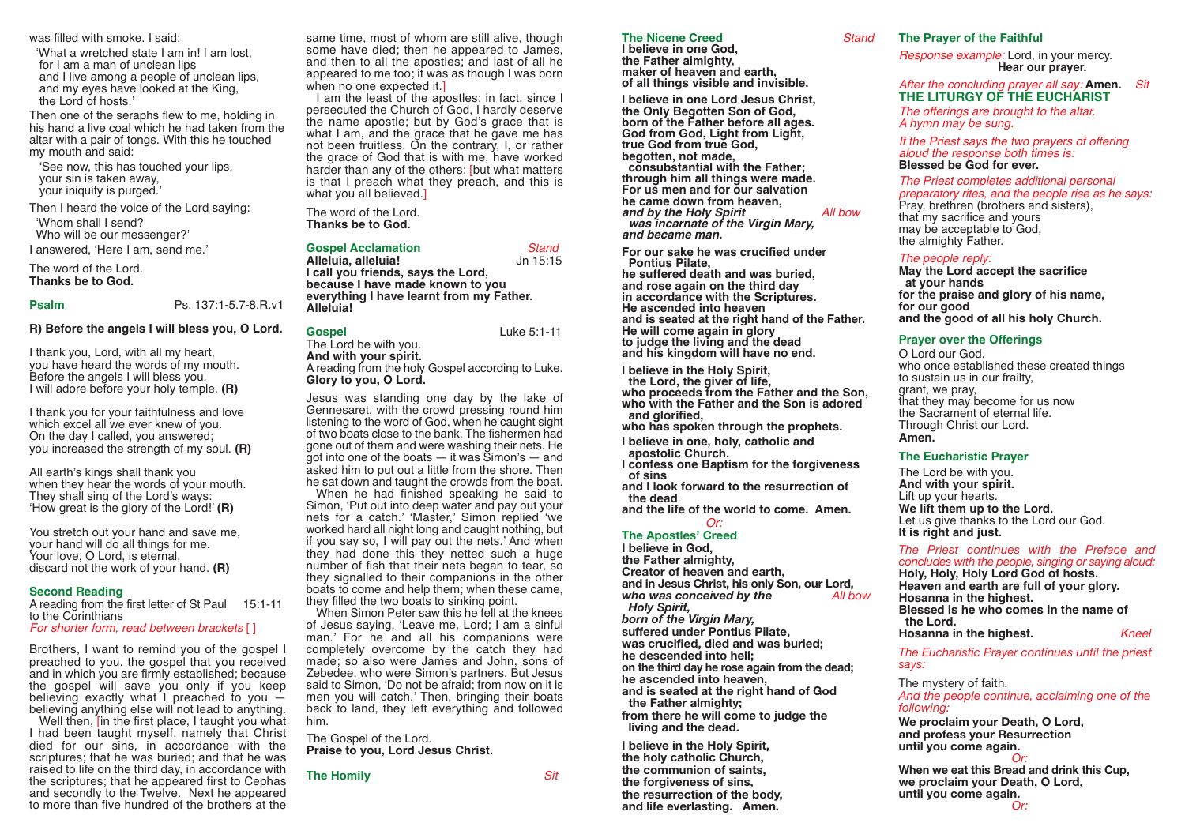was filled with smoke. I said:

'What a wretched state I am in! I am lost,
for I am a man of unclean lips
and I live among a people of unclean lips,
and my eyes have looked at the King,
the Lord of hosts.'

Then one of the seraphs flew to me, holding in his hand a live coal which he had taken from the altar with a pair of tongs. With this he touched my mouth and said:

'See now, this has touched your lips,
your sin is taken away,
your iniquity is purged.'

Then I heard the voice of the Lord saying:

'Whom shall I send?
Who will be our messenger?'

I answered, 'Here I am, send me.'

The word of the Lord.
**Thanks be to God.**

## Psalm

Ps. 137:1-5.7-8.R.v1

**R) Before the angels I will bless you, O Lord.**

I thank you, Lord, with all my heart,
you have heard the words of my mouth.
Before the angels I will bless you.
I will adore before your holy temple. **(R)**

I thank you for your faithfulness and love
which excel all we ever knew of you.
On the day I called, you answered;
you increased the strength of my soul. **(R)**

All earth's kings shall thank you
when they hear the words of your mouth.
They shall sing of the Lord's ways:
'How great is the glory of the Lord!' **(R)**

You stretch out your hand and save me,
your hand will do all things for me.
Your love, O Lord, is eternal,
discard not the work of your hand. **(R)**

## Second Reading

A reading from the first letter of St Paul to the Corinthians — 15:1-11
*For shorter form, read between brackets [ ]*

Brothers, I want to remind you of the gospel I preached to you, the gospel that you received and in which you are firmly established; because the gospel will save you only if you keep believing exactly what I preached to you — believing anything else will not lead to anything.

Well then, [in the first place, I taught you what I had been taught myself, namely that Christ died for our sins, in accordance with the scriptures; that he was buried; and that he was raised to life on the third day, in accordance with the scriptures; that he appeared first to Cephas and secondly to the Twelve. Next he appeared to more than five hundred of the brothers at the same time, most of whom are still alive, though some have died; then he appeared to James, and then to all the apostles; and last of all he appeared to me too; it was as though I was born when no one expected it.]

I am the least of the apostles; in fact, since I persecuted the Church of God, I hardly deserve the name apostle; but by God's grace that is what I am, and the grace that he gave me has not been fruitless. On the contrary, I, or rather the grace of God that is with me, have worked harder than any of the others; [but what matters is that I preach what they preach, and this is what you all believed.]

The word of the Lord.
**Thanks be to God.**

## Gospel Acclamation

*Stand*

Jn 15:15

**Alleluia, alleluia!**
**I call you friends, says the Lord,**
**because I have made known to you**
**everything I have learnt from my Father.**
**Alleluia!**

## Gospel

Luke 5:1-11

The Lord be with you.
**And with your spirit.**
A reading from the holy Gospel according to Luke.
**Glory to you, O Lord.**

Jesus was standing one day by the lake of Gennesaret, with the crowd pressing round him listening to the word of God, when he caught sight of two boats close to the bank. The fishermen had gone out of them and were washing their nets. He got into one of the boats — it was Simon's — and asked him to put out a little from the shore. Then he sat down and taught the crowds from the boat.

When he had finished speaking he said to Simon, 'Put out into deep water and pay out your nets for a catch.' 'Master,' Simon replied 'we worked hard all night long and caught nothing, but if you say so, I will pay out the nets.' And when they had done this they netted such a huge number of fish that their nets began to tear, so they signalled to their companions in the other boats to come and help them; when these came, they filled the two boats to sinking point.

When Simon Peter saw this he fell at the knees of Jesus saying, 'Leave me, Lord; I am a sinful man.' For he and all his companions were completely overcome by the catch they had made; so also were James and John, sons of Zebedee, who were Simon's partners. But Jesus said to Simon, 'Do not be afraid; from now on it is men you will catch.' Then, bringing their boats back to land, they left everything and followed him.

The Gospel of the Lord.
**Praise to you, Lord Jesus Christ.**

## The Homily

*Sit*

## The Nicene Creed

*Stand*

**I believe in one God,**
**the Father almighty,**
**maker of heaven and earth,**
**of all things visible and invisible.**

**I believe in one Lord Jesus Christ,**
**the Only Begotten Son of God,**
**born of the Father before all ages.**
**God from God, Light from Light,**
**true God from true God,**
**begotten, not made,**
**consubstantial with the Father;**
**through him all things were made.**
**For us men and for our salvation**
**he came down from heaven,**
***and by the Holy Spirit*** *All bow*
***was incarnate of the Virgin Mary,***
***and became man.***

**For our sake he was crucified under Pontius Pilate,**
**he suffered death and was buried,**
**and rose again on the third day**
**in accordance with the Scriptures.**
**He ascended into heaven**
**and is seated at the right hand of the Father.**
**He will come again in glory**
**to judge the living and the dead**
**and his kingdom will have no end.**

**I believe in the Holy Spirit,**
**the Lord, the giver of life,**
**who proceeds from the Father and the Son,**
**who with the Father and the Son is adored and glorified,**
**who has spoken through the prophets.**

**I believe in one, holy, catholic and apostolic Church.**
**I confess one Baptism for the forgiveness of sins**
**and I look forward to the resurrection of the dead**
**and the life of the world to come. Amen.**

*Or:*

## The Apostles' Creed

**I believe in God,**
**the Father almighty,**
**Creator of heaven and earth,**
**and in Jesus Christ, his only Son, our Lord,**
***who was conceived by the Holy Spirit,*** *All bow*
***born of the Virgin Mary,***
**suffered under Pontius Pilate,**
**was crucified, died and was buried;**
**he descended into hell;**
**on the third day he rose again from the dead;**
**he ascended into heaven,**
**and is seated at the right hand of God the Father almighty;**
**from there he will come to judge the living and the dead.**

**I believe in the Holy Spirit,**
**the holy catholic Church,**
**the communion of saints,**
**the forgiveness of sins,**
**the resurrection of the body,**
**and life everlasting. Amen.**

## The Prayer of the Faithful

*Response example:* Lord, in your mercy.
**Hear our prayer.**

*After the concluding prayer all say:* **Amen.** *Sit*

# THE LITURGY OF THE EUCHARIST

*The offerings are brought to the altar.*
*A hymn may be sung.*

*If the Priest says the two prayers of offering aloud the response both times is:*
**Blessed be God for ever.**

*The Priest completes additional personal preparatory rites, and the people rise as he says:*
Pray, brethren (brothers and sisters),
that my sacrifice and yours
may be acceptable to God,
the almighty Father.

*The people reply:*
**May the Lord accept the sacrifice at your hands**
**for the praise and glory of his name,**
**for our good**
**and the good of all his holy Church.**

## Prayer over the Offerings

O Lord our God,
who once established these created things
to sustain us in our frailty,
grant, we pray,
that they may become for us now
the Sacrament of eternal life.
Through Christ our Lord.
**Amen.**

## The Eucharistic Prayer

The Lord be with you.
**And with your spirit.**
Lift up your hearts.
**We lift them up to the Lord.**
Let us give thanks to the Lord our God.
**It is right and just.**

*The Priest continues with the Preface and concludes with the people, singing or saying aloud:*
**Holy, Holy, Holy Lord God of hosts.**
**Heaven and earth are full of your glory.**
**Hosanna in the highest.**
**Blessed is he who comes in the name of the Lord.**
**Hosanna in the highest.** *Kneel*

*The Eucharistic Prayer continues until the priest says:*

The mystery of faith.
*And the people continue, acclaiming one of the following:*

**We proclaim your Death, O Lord,**
**and profess your Resurrection**
**until you come again.**

*Or:*

**When we eat this Bread and drink this Cup,**
**we proclaim your Death, O Lord,**
**until you come again.**

*Or:*